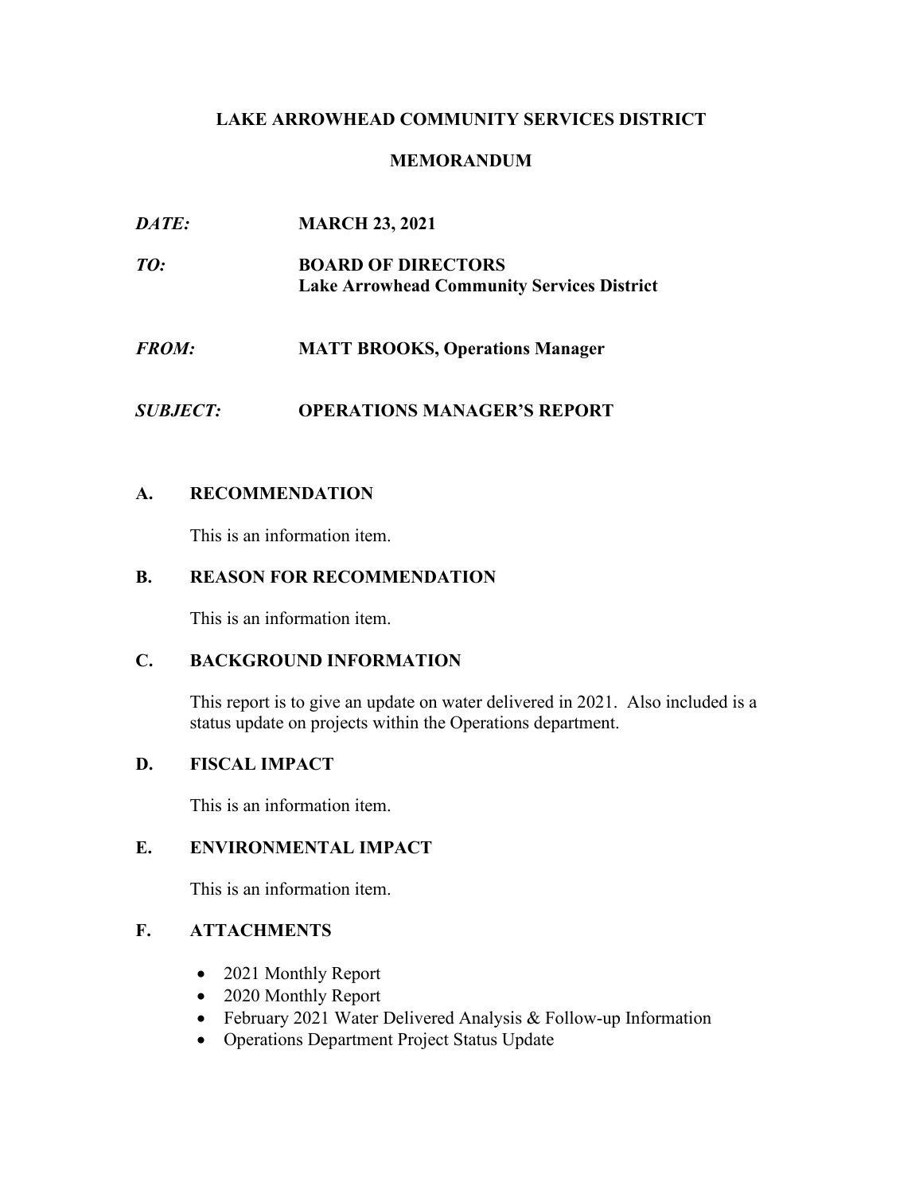# LAKE ARROWHEAD COMMUNITY SERVICES DISTRICT

## MEMORANDUM

***DATE:*** **MARCH 23, 2021**

***TO:*** **BOARD OF DIRECTORS**
**Lake Arrowhead Community Services District**

***FROM:*** **MATT BROOKS, Operations Manager**

***SUBJECT:*** **OPERATIONS MANAGER'S REPORT**

### A. RECOMMENDATION

This is an information item.

### B. REASON FOR RECOMMENDATION

This is an information item.

### C. BACKGROUND INFORMATION

This report is to give an update on water delivered in 2021. Also included is a status update on projects within the Operations department.

### D. FISCAL IMPACT

This is an information item.

### E. ENVIRONMENTAL IMPACT

This is an information item.

### F. ATTACHMENTS

- 2021 Monthly Report
- 2020 Monthly Report
- February 2021 Water Delivered Analysis & Follow-up Information
- Operations Department Project Status Update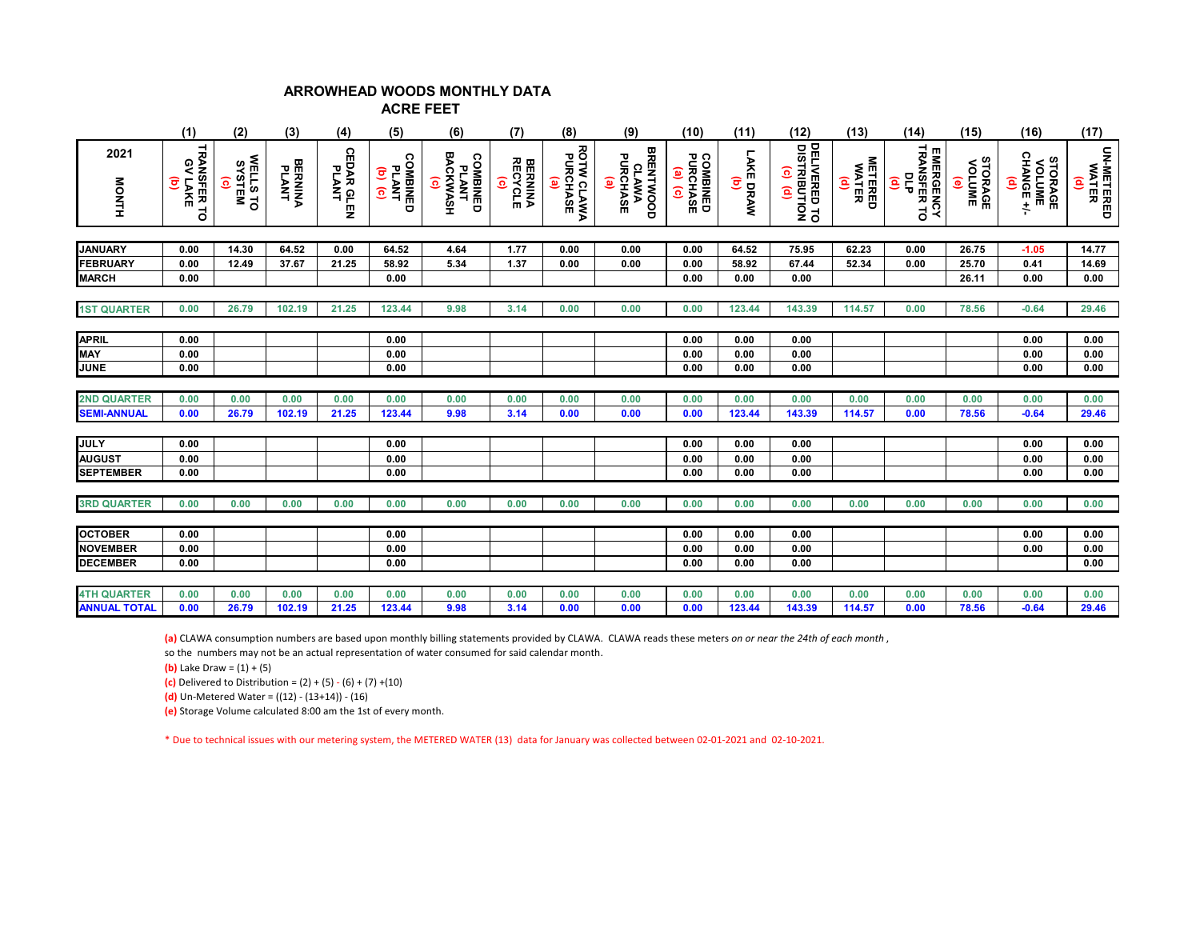# ARROWHEAD WOODS MONTHLY DATA
## ACRE FEET

| 2021 MONTH | (1) TRANSFER TO GV LAKE (b) | (2) WELLS TO SYSTEM (c) | (3) BERNINA PLANT | (4) CEDAR GLEN PLANT | (5) COMBINED PLANT (b) (c) | (6) COMBINED PLANT BACKWASH (c) | (7) BERNINA RECYCLE (c) | (8) ROTW CLAWA PURCHASE (a) | (9) BRENTWOOD CLAWA PURCHASE (a) | (10) COMBINED PURCHASE (a) (c) | (11) LAKE DRAW (b) | (12) DELIVERED TO DISTRIBUTION (c) (d) | (13) METERED WATER (d) | (14) EMERGENCY TRANSFER TO DLP (d) | (15) STORAGE VOLUME (e) | (16) STORAGE VOLUME CHANGE +/- (d) | (17) UN-METERED WATER (d) |
|---|---|---|---|---|---|---|---|---|---|---|---|---|---|---|---|---|---|
| JANUARY | 0.00 | 14.30 | 64.52 | 0.00 | 64.52 | 4.64 | 1.77 | 0.00 | 0.00 | 0.00 | 64.52 | 75.95 | 62.23 | 0.00 | 26.75 | -1.05 | 14.77 |
| FEBRUARY | 0.00 | 12.49 | 37.67 | 21.25 | 58.92 | 5.34 | 1.37 | 0.00 | 0.00 | 0.00 | 58.92 | 67.44 | 52.34 | 0.00 | 25.70 | 0.41 | 14.69 |
| MARCH | 0.00 | | | | 0.00 | | | | | 0.00 | 0.00 | 0.00 | | | 26.11 | 0.00 | 0.00 |
| 1ST QUARTER | 0.00 | 26.79 | 102.19 | 21.25 | 123.44 | 9.98 | 3.14 | 0.00 | 0.00 | 0.00 | 123.44 | 143.39 | 114.57 | 0.00 | 78.56 | -0.64 | 29.46 |
| APRIL | 0.00 | | | | 0.00 | | | | | 0.00 | 0.00 | 0.00 | | | | 0.00 | 0.00 |
| MAY | 0.00 | | | | 0.00 | | | | | 0.00 | 0.00 | 0.00 | | | | 0.00 | 0.00 |
| JUNE | 0.00 | | | | 0.00 | | | | | 0.00 | 0.00 | 0.00 | | | | 0.00 | 0.00 |
| 2ND QUARTER | 0.00 | 0.00 | 0.00 | 0.00 | 0.00 | 0.00 | 0.00 | 0.00 | 0.00 | 0.00 | 0.00 | 0.00 | 0.00 | 0.00 | 0.00 | 0.00 | 0.00 |
| SEMI-ANNUAL | 0.00 | 26.79 | 102.19 | 21.25 | 123.44 | 9.98 | 3.14 | 0.00 | 0.00 | 0.00 | 123.44 | 143.39 | 114.57 | 0.00 | 78.56 | -0.64 | 29.46 |
| JULY | 0.00 | | | | 0.00 | | | | | 0.00 | 0.00 | 0.00 | | | | 0.00 | 0.00 |
| AUGUST | 0.00 | | | | 0.00 | | | | | 0.00 | 0.00 | 0.00 | | | | 0.00 | 0.00 |
| SEPTEMBER | 0.00 | | | | 0.00 | | | | | 0.00 | 0.00 | 0.00 | | | | 0.00 | 0.00 |
| 3RD QUARTER | 0.00 | 0.00 | 0.00 | 0.00 | 0.00 | 0.00 | 0.00 | 0.00 | 0.00 | 0.00 | 0.00 | 0.00 | 0.00 | 0.00 | 0.00 | 0.00 | 0.00 |
| OCTOBER | 0.00 | | | | 0.00 | | | | | 0.00 | 0.00 | 0.00 | | | | 0.00 | 0.00 |
| NOVEMBER | 0.00 | | | | 0.00 | | | | | 0.00 | 0.00 | 0.00 | | | | 0.00 | 0.00 |
| DECEMBER | 0.00 | | | | 0.00 | | | | | 0.00 | 0.00 | 0.00 | | | | | 0.00 |
| 4TH QUARTER | 0.00 | 0.00 | 0.00 | 0.00 | 0.00 | 0.00 | 0.00 | 0.00 | 0.00 | 0.00 | 0.00 | 0.00 | 0.00 | 0.00 | 0.00 | 0.00 | 0.00 |
| ANNUAL TOTAL | 0.00 | 26.79 | 102.19 | 21.25 | 123.44 | 9.98 | 3.14 | 0.00 | 0.00 | 0.00 | 123.44 | 143.39 | 114.57 | 0.00 | 78.56 | -0.64 | 29.46 |

**(a)** CLAWA consumption numbers are based upon monthly billing statements provided by CLAWA. CLAWA reads these meters *on or near the 24th of each month*, so the numbers may not be an actual representation of water consumed for said calendar month.

**(b)** Lake Draw = (1) + (5)

**(c)** Delivered to Distribution = (2) + (5) - (6) + (7) +(10)

**(d)** Un-Metered Water = ((12) - (13+14)) - (16)

**(e)** Storage Volume calculated 8:00 am the 1st of every month.

* Due to technical issues with our metering system, the METERED WATER (13) data for January was collected between 02-01-2021 and 02-10-2021.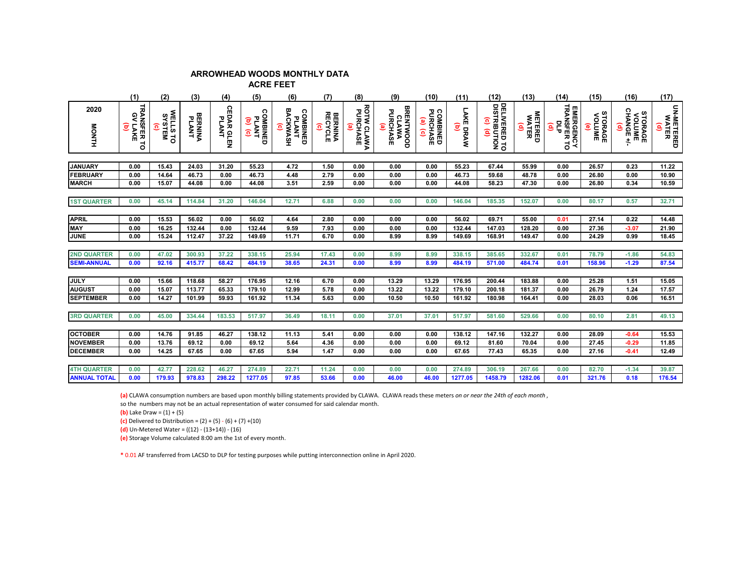# ARROWHEAD WOODS MONTHLY DATA

## ACRE FEET

| | (1) | (2) | (3) | (4) | (5) | (6) | (7) | (8) | (9) | (10) | (11) | (12) | (13) | (14) | (15) | (16) | (17) |
|---|---|---|---|---|---|---|---|---|---|---|---|---|---|---|---|---|---|
| 2020 MONTH | TRANSFER TO GV LAKE (b) | WELLS TO SYSTEM (c) | BERNINA PLANT | CEDAR GLEN PLANT | COMBINED PLANT (b) (c) | COMBINED PLANT BACKWASH (c) | BERNINA RECYCLE (c) | ROTW CLAWA PURCHASE (a) | BRENTWOOD CLAWA PURCHASE (a) | COMBINED PURCHASE (a) (c) | LAKE DRAW (b) | DELIVERED TO DISTRIBUTION (c) (d) | METERED WATER (d) | EMERGENCY TRANSFER TO DLP (d) | STORAGE VOLUME (e) | STORAGE VOLUME CHANGE +/- (d) | UN-METERED WATER (d) |
| JANUARY | 0.00 | 15.43 | 24.03 | 31.20 | 55.23 | 4.72 | 1.50 | 0.00 | 0.00 | 0.00 | 55.23 | 67.44 | 55.99 | 0.00 | 26.57 | 0.23 | 11.22 |
| FEBRUARY | 0.00 | 14.64 | 46.73 | 0.00 | 46.73 | 4.48 | 2.79 | 0.00 | 0.00 | 0.00 | 46.73 | 59.68 | 48.78 | 0.00 | 26.80 | 0.00 | 10.90 |
| MARCH | 0.00 | 15.07 | 44.08 | 0.00 | 44.08 | 3.51 | 2.59 | 0.00 | 0.00 | 0.00 | 44.08 | 58.23 | 47.30 | 0.00 | 26.80 | 0.34 | 10.59 |
| 1ST QUARTER | 0.00 | 45.14 | 114.84 | 31.20 | 146.04 | 12.71 | 6.88 | 0.00 | 0.00 | 0.00 | 146.04 | 185.35 | 152.07 | 0.00 | 80.17 | 0.57 | 32.71 |
| APRIL | 0.00 | 15.53 | 56.02 | 0.00 | 56.02 | 4.64 | 2.80 | 0.00 | 0.00 | 0.00 | 56.02 | 69.71 | 55.00 | 0.01 | 27.14 | 0.22 | 14.48 |
| MAY | 0.00 | 16.25 | 132.44 | 0.00 | 132.44 | 9.59 | 7.93 | 0.00 | 0.00 | 0.00 | 132.44 | 147.03 | 128.20 | 0.00 | 27.36 | -3.07 | 21.90 |
| JUNE | 0.00 | 15.24 | 112.47 | 37.22 | 149.69 | 11.71 | 6.70 | 0.00 | 8.99 | 8.99 | 149.69 | 168.91 | 149.47 | 0.00 | 24.29 | 0.99 | 18.45 |
| 2ND QUARTER | 0.00 | 47.02 | 300.93 | 37.22 | 338.15 | 25.94 | 17.43 | 0.00 | 8.99 | 8.99 | 338.15 | 385.65 | 332.67 | 0.01 | 78.79 | -1.86 | 54.83 |
| SEMI-ANNUAL | 0.00 | 92.16 | 415.77 | 68.42 | 484.19 | 38.65 | 24.31 | 0.00 | 8.99 | 8.99 | 484.19 | 571.00 | 484.74 | 0.01 | 158.96 | -1.29 | 87.54 |
| JULY | 0.00 | 15.66 | 118.68 | 58.27 | 176.95 | 12.16 | 6.70 | 0.00 | 13.29 | 13.29 | 176.95 | 200.44 | 183.88 | 0.00 | 25.28 | 1.51 | 15.05 |
| AUGUST | 0.00 | 15.07 | 113.77 | 65.33 | 179.10 | 12.99 | 5.78 | 0.00 | 13.22 | 13.22 | 179.10 | 200.18 | 181.37 | 0.00 | 26.79 | 1.24 | 17.57 |
| SEPTEMBER | 0.00 | 14.27 | 101.99 | 59.93 | 161.92 | 11.34 | 5.63 | 0.00 | 10.50 | 10.50 | 161.92 | 180.98 | 164.41 | 0.00 | 28.03 | 0.06 | 16.51 |
| 3RD QUARTER | 0.00 | 45.00 | 334.44 | 183.53 | 517.97 | 36.49 | 18.11 | 0.00 | 37.01 | 37.01 | 517.97 | 581.60 | 529.66 | 0.00 | 80.10 | 2.81 | 49.13 |
| OCTOBER | 0.00 | 14.76 | 91.85 | 46.27 | 138.12 | 11.13 | 5.41 | 0.00 | 0.00 | 0.00 | 138.12 | 147.16 | 132.27 | 0.00 | 28.09 | -0.64 | 15.53 |
| NOVEMBER | 0.00 | 13.76 | 69.12 | 0.00 | 69.12 | 5.64 | 4.36 | 0.00 | 0.00 | 0.00 | 69.12 | 81.60 | 70.04 | 0.00 | 27.45 | -0.29 | 11.85 |
| DECEMBER | 0.00 | 14.25 | 67.65 | 0.00 | 67.65 | 5.94 | 1.47 | 0.00 | 0.00 | 0.00 | 67.65 | 77.43 | 65.35 | 0.00 | 27.16 | -0.41 | 12.49 |
| 4TH QUARTER | 0.00 | 42.77 | 228.62 | 46.27 | 274.89 | 22.71 | 11.24 | 0.00 | 0.00 | 0.00 | 274.89 | 306.19 | 267.66 | 0.00 | 82.70 | -1.34 | 39.87 |
| ANNUAL TOTAL | 0.00 | 179.93 | 978.83 | 298.22 | 1277.05 | 97.85 | 53.66 | 0.00 | 46.00 | 46.00 | 1277.05 | 1458.79 | 1282.06 | 0.01 | 321.76 | 0.18 | 176.54 |

**(a)** CLAWA consumption numbers are based upon monthly billing statements provided by CLAWA. CLAWA reads these meters *on or near the 24th of each month*, so the numbers may not be an actual representation of water consumed for said calendar month.

**(b)** Lake Draw = (1) + (5)

**(c)** Delivered to Distribution = (2) + (5) - (6) + (7) +(10)

**(d)** Un-Metered Water = ((12) - (13+14)) - (16)

**(e)** Storage Volume calculated 8:00 am the 1st of every month.

* 0.01 AF transferred from LACSD to DLP for testing purposes while putting interconnection online in April 2020.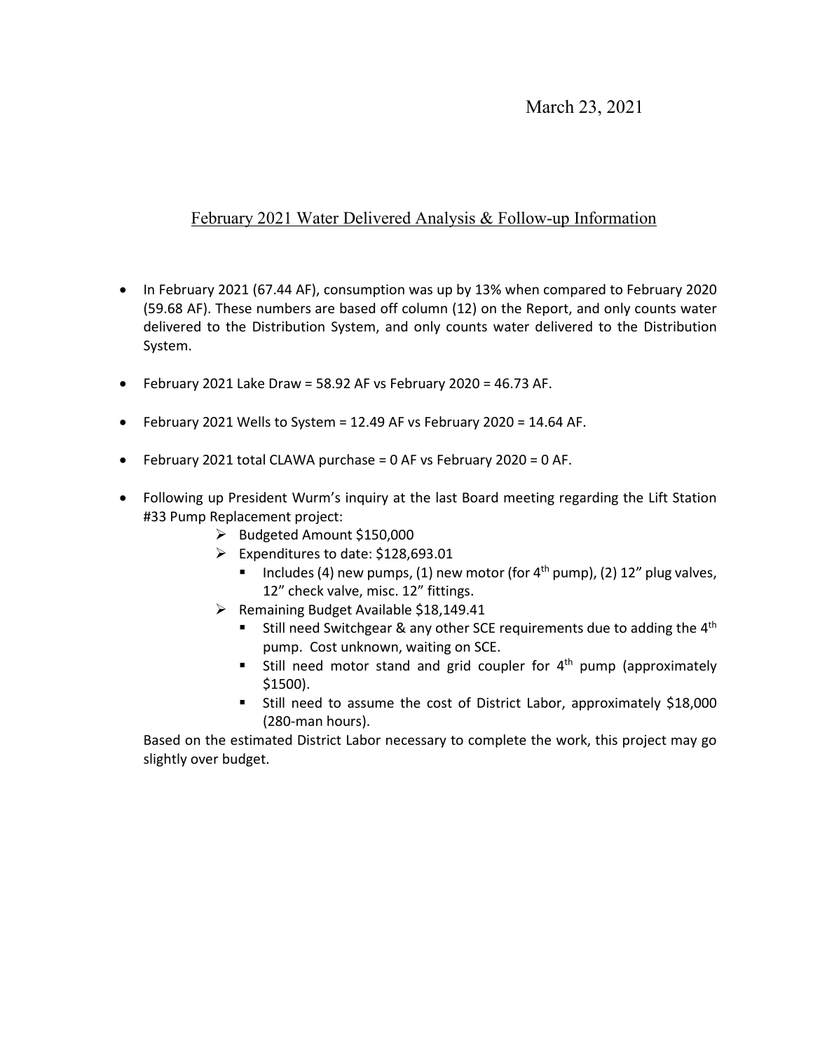March 23, 2021

## February 2021 Water Delivered Analysis & Follow-up Information

- In February 2021 (67.44 AF), consumption was up by 13% when compared to February 2020 (59.68 AF). These numbers are based off column (12) on the Report, and only counts water delivered to the Distribution System, and only counts water delivered to the Distribution System.

- February 2021 Lake Draw = 58.92 AF vs February 2020 = 46.73 AF.

- February 2021 Wells to System = 12.49 AF vs February 2020 = 14.64 AF.

- February 2021 total CLAWA purchase = 0 AF vs February 2020 = 0 AF.

- Following up President Wurm's inquiry at the last Board meeting regarding the Lift Station #33 Pump Replacement project:
  - Budgeted Amount $150,000
  - Expenditures to date: $128,693.01
    - Includes (4) new pumps, (1) new motor (for 4th pump), (2) 12" plug valves, 12" check valve, misc. 12" fittings.
  - Remaining Budget Available $18,149.41
    - Still need Switchgear & any other SCE requirements due to adding the 4th pump. Cost unknown, waiting on SCE.
    - Still need motor stand and grid coupler for 4th pump (approximately $1500).
    - Still need to assume the cost of District Labor, approximately $18,000 (280-man hours).

  Based on the estimated District Labor necessary to complete the work, this project may go slightly over budget.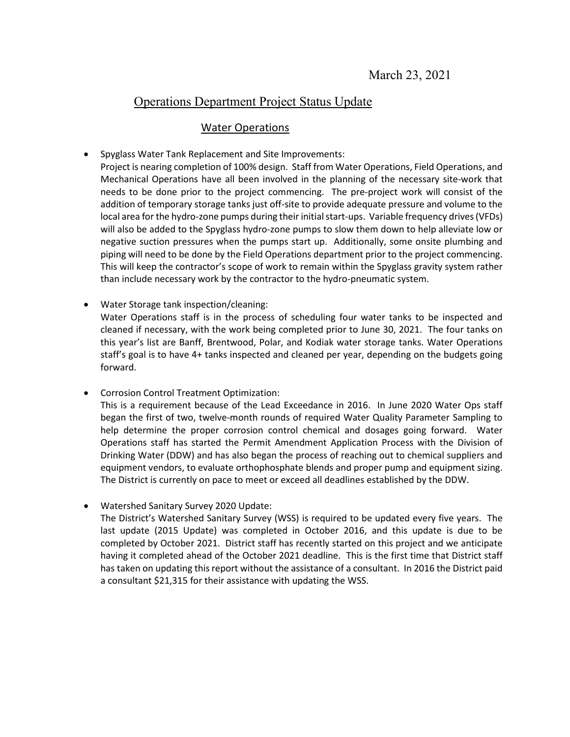March 23, 2021

# Operations Department Project Status Update

## Water Operations

- Spyglass Water Tank Replacement and Site Improvements:
  Project is nearing completion of 100% design. Staff from Water Operations, Field Operations, and Mechanical Operations have all been involved in the planning of the necessary site-work that needs to be done prior to the project commencing. The pre-project work will consist of the addition of temporary storage tanks just off-site to provide adequate pressure and volume to the local area for the hydro-zone pumps during their initial start-ups. Variable frequency drives (VFDs) will also be added to the Spyglass hydro-zone pumps to slow them down to help alleviate low or negative suction pressures when the pumps start up. Additionally, some onsite plumbing and piping will need to be done by the Field Operations department prior to the project commencing. This will keep the contractor's scope of work to remain within the Spyglass gravity system rather than include necessary work by the contractor to the hydro-pneumatic system.

- Water Storage tank inspection/cleaning:
  Water Operations staff is in the process of scheduling four water tanks to be inspected and cleaned if necessary, with the work being completed prior to June 30, 2021. The four tanks on this year's list are Banff, Brentwood, Polar, and Kodiak water storage tanks. Water Operations staff's goal is to have 4+ tanks inspected and cleaned per year, depending on the budgets going forward.

- Corrosion Control Treatment Optimization:
  This is a requirement because of the Lead Exceedance in 2016. In June 2020 Water Ops staff began the first of two, twelve-month rounds of required Water Quality Parameter Sampling to help determine the proper corrosion control chemical and dosages going forward. Water Operations staff has started the Permit Amendment Application Process with the Division of Drinking Water (DDW) and has also began the process of reaching out to chemical suppliers and equipment vendors, to evaluate orthophosphate blends and proper pump and equipment sizing. The District is currently on pace to meet or exceed all deadlines established by the DDW.

- Watershed Sanitary Survey 2020 Update:
  The District's Watershed Sanitary Survey (WSS) is required to be updated every five years. The last update (2015 Update) was completed in October 2016, and this update is due to be completed by October 2021. District staff has recently started on this project and we anticipate having it completed ahead of the October 2021 deadline. This is the first time that District staff has taken on updating this report without the assistance of a consultant. In 2016 the District paid a consultant $21,315 for their assistance with updating the WSS.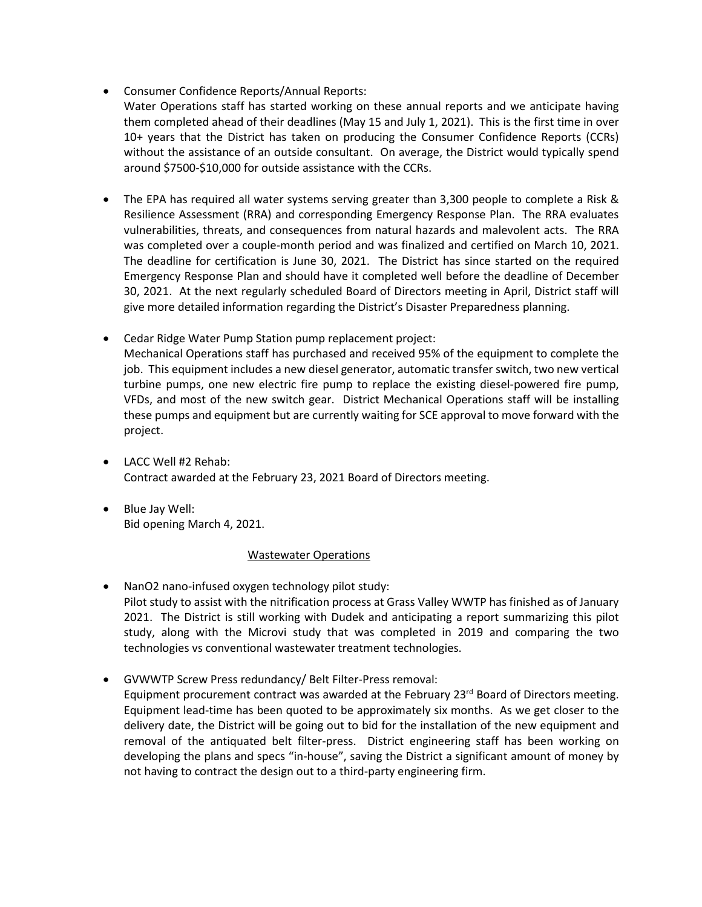- Consumer Confidence Reports/Annual Reports:
  Water Operations staff has started working on these annual reports and we anticipate having them completed ahead of their deadlines (May 15 and July 1, 2021). This is the first time in over 10+ years that the District has taken on producing the Consumer Confidence Reports (CCRs) without the assistance of an outside consultant. On average, the District would typically spend around $7500-$10,000 for outside assistance with the CCRs.

- The EPA has required all water systems serving greater than 3,300 people to complete a Risk & Resilience Assessment (RRA) and corresponding Emergency Response Plan. The RRA evaluates vulnerabilities, threats, and consequences from natural hazards and malevolent acts. The RRA was completed over a couple-month period and was finalized and certified on March 10, 2021. The deadline for certification is June 30, 2021. The District has since started on the required Emergency Response Plan and should have it completed well before the deadline of December 30, 2021. At the next regularly scheduled Board of Directors meeting in April, District staff will give more detailed information regarding the District's Disaster Preparedness planning.

- Cedar Ridge Water Pump Station pump replacement project:
  Mechanical Operations staff has purchased and received 95% of the equipment to complete the job. This equipment includes a new diesel generator, automatic transfer switch, two new vertical turbine pumps, one new electric fire pump to replace the existing diesel-powered fire pump, VFDs, and most of the new switch gear. District Mechanical Operations staff will be installing these pumps and equipment but are currently waiting for SCE approval to move forward with the project.

- LACC Well #2 Rehab:
  Contract awarded at the February 23, 2021 Board of Directors meeting.

- Blue Jay Well:
  Bid opening March 4, 2021.

## Wastewater Operations

- NanO2 nano-infused oxygen technology pilot study:
  Pilot study to assist with the nitrification process at Grass Valley WWTP has finished as of January 2021. The District is still working with Dudek and anticipating a report summarizing this pilot study, along with the Microvi study that was completed in 2019 and comparing the two technologies vs conventional wastewater treatment technologies.

- GVWWTP Screw Press redundancy/ Belt Filter-Press removal:
  Equipment procurement contract was awarded at the February 23rd Board of Directors meeting. Equipment lead-time has been quoted to be approximately six months. As we get closer to the delivery date, the District will be going out to bid for the installation of the new equipment and removal of the antiquated belt filter-press. District engineering staff has been working on developing the plans and specs "in-house", saving the District a significant amount of money by not having to contract the design out to a third-party engineering firm.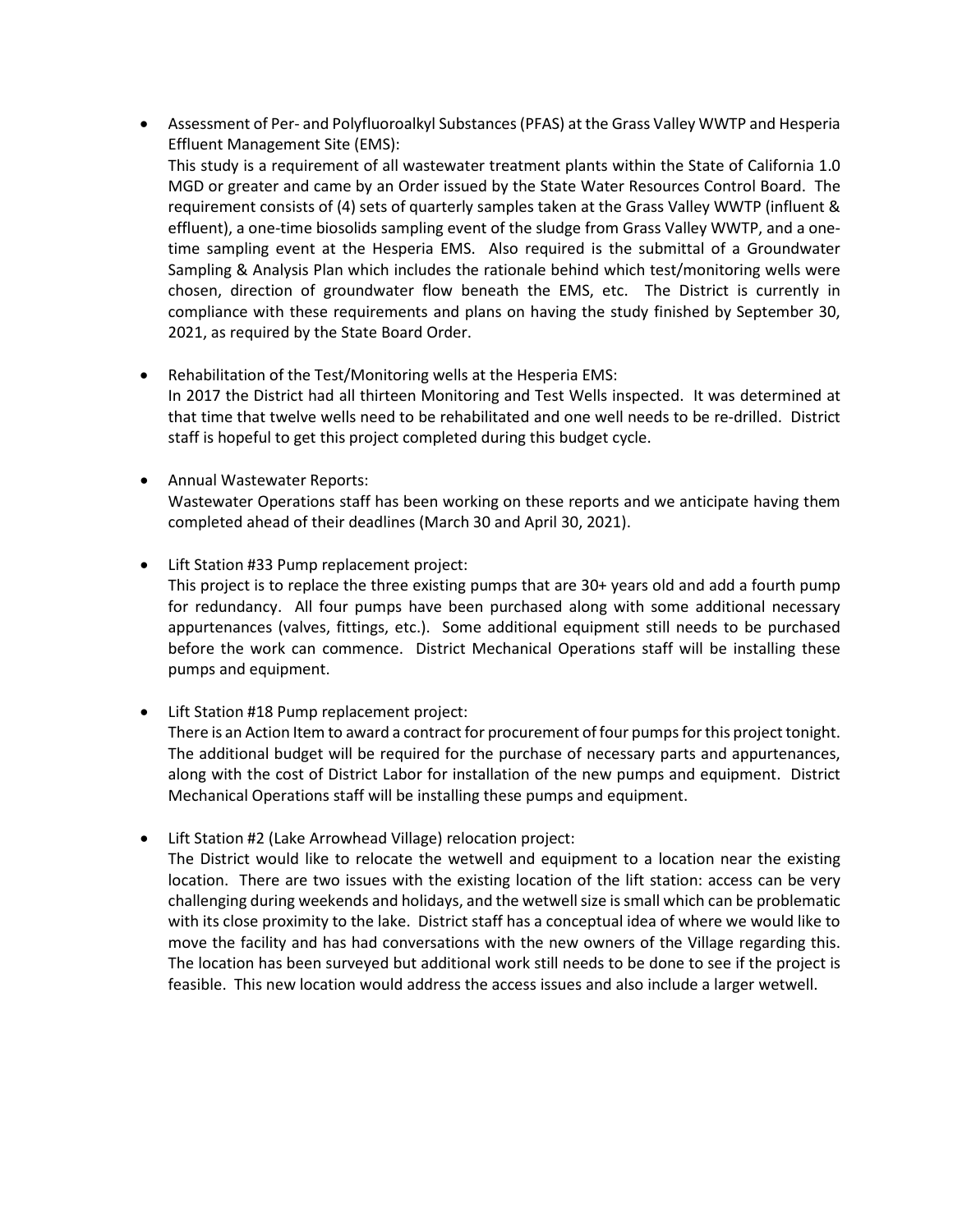- Assessment of Per- and Polyfluoroalkyl Substances (PFAS) at the Grass Valley WWTP and Hesperia Effluent Management Site (EMS):
  This study is a requirement of all wastewater treatment plants within the State of California 1.0 MGD or greater and came by an Order issued by the State Water Resources Control Board. The requirement consists of (4) sets of quarterly samples taken at the Grass Valley WWTP (influent & effluent), a one-time biosolids sampling event of the sludge from Grass Valley WWTP, and a one-time sampling event at the Hesperia EMS. Also required is the submittal of a Groundwater Sampling & Analysis Plan which includes the rationale behind which test/monitoring wells were chosen, direction of groundwater flow beneath the EMS, etc. The District is currently in compliance with these requirements and plans on having the study finished by September 30, 2021, as required by the State Board Order.

- Rehabilitation of the Test/Monitoring wells at the Hesperia EMS:
  In 2017 the District had all thirteen Monitoring and Test Wells inspected. It was determined at that time that twelve wells need to be rehabilitated and one well needs to be re-drilled. District staff is hopeful to get this project completed during this budget cycle.

- Annual Wastewater Reports:
  Wastewater Operations staff has been working on these reports and we anticipate having them completed ahead of their deadlines (March 30 and April 30, 2021).

- Lift Station #33 Pump replacement project:
  This project is to replace the three existing pumps that are 30+ years old and add a fourth pump for redundancy. All four pumps have been purchased along with some additional necessary appurtenances (valves, fittings, etc.). Some additional equipment still needs to be purchased before the work can commence. District Mechanical Operations staff will be installing these pumps and equipment.

- Lift Station #18 Pump replacement project:
  There is an Action Item to award a contract for procurement of four pumps for this project tonight. The additional budget will be required for the purchase of necessary parts and appurtenances, along with the cost of District Labor for installation of the new pumps and equipment. District Mechanical Operations staff will be installing these pumps and equipment.

- Lift Station #2 (Lake Arrowhead Village) relocation project:
  The District would like to relocate the wetwell and equipment to a location near the existing location. There are two issues with the existing location of the lift station: access can be very challenging during weekends and holidays, and the wetwell size is small which can be problematic with its close proximity to the lake. District staff has a conceptual idea of where we would like to move the facility and has had conversations with the new owners of the Village regarding this. The location has been surveyed but additional work still needs to be done to see if the project is feasible. This new location would address the access issues and also include a larger wetwell.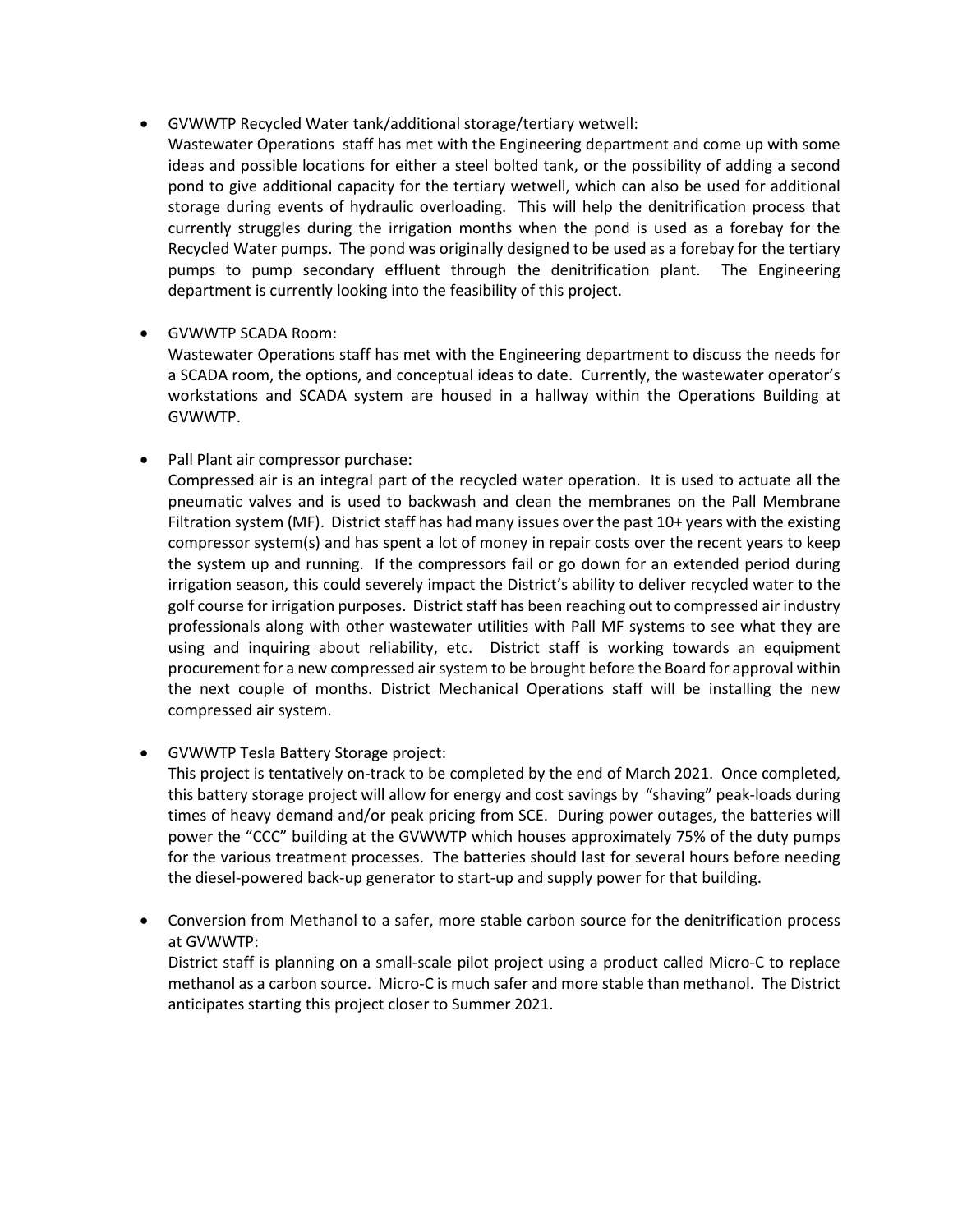- GVWWTP Recycled Water tank/additional storage/tertiary wetwell:
  Wastewater Operations staff has met with the Engineering department and come up with some ideas and possible locations for either a steel bolted tank, or the possibility of adding a second pond to give additional capacity for the tertiary wetwell, which can also be used for additional storage during events of hydraulic overloading. This will help the denitrification process that currently struggles during the irrigation months when the pond is used as a forebay for the Recycled Water pumps. The pond was originally designed to be used as a forebay for the tertiary pumps to pump secondary effluent through the denitrification plant. The Engineering department is currently looking into the feasibility of this project.

- GVWWTP SCADA Room:
  Wastewater Operations staff has met with the Engineering department to discuss the needs for a SCADA room, the options, and conceptual ideas to date. Currently, the wastewater operator's workstations and SCADA system are housed in a hallway within the Operations Building at GVWWTP.

- Pall Plant air compressor purchase:
  Compressed air is an integral part of the recycled water operation. It is used to actuate all the pneumatic valves and is used to backwash and clean the membranes on the Pall Membrane Filtration system (MF). District staff has had many issues over the past 10+ years with the existing compressor system(s) and has spent a lot of money in repair costs over the recent years to keep the system up and running. If the compressors fail or go down for an extended period during irrigation season, this could severely impact the District's ability to deliver recycled water to the golf course for irrigation purposes. District staff has been reaching out to compressed air industry professionals along with other wastewater utilities with Pall MF systems to see what they are using and inquiring about reliability, etc. District staff is working towards an equipment procurement for a new compressed air system to be brought before the Board for approval within the next couple of months. District Mechanical Operations staff will be installing the new compressed air system.

- GVWWTP Tesla Battery Storage project:
  This project is tentatively on-track to be completed by the end of March 2021. Once completed, this battery storage project will allow for energy and cost savings by "shaving" peak-loads during times of heavy demand and/or peak pricing from SCE. During power outages, the batteries will power the "CCC" building at the GVWWTP which houses approximately 75% of the duty pumps for the various treatment processes. The batteries should last for several hours before needing the diesel-powered back-up generator to start-up and supply power for that building.

- Conversion from Methanol to a safer, more stable carbon source for the denitrification process at GVWWTP:
  District staff is planning on a small-scale pilot project using a product called Micro-C to replace methanol as a carbon source. Micro-C is much safer and more stable than methanol. The District anticipates starting this project closer to Summer 2021.